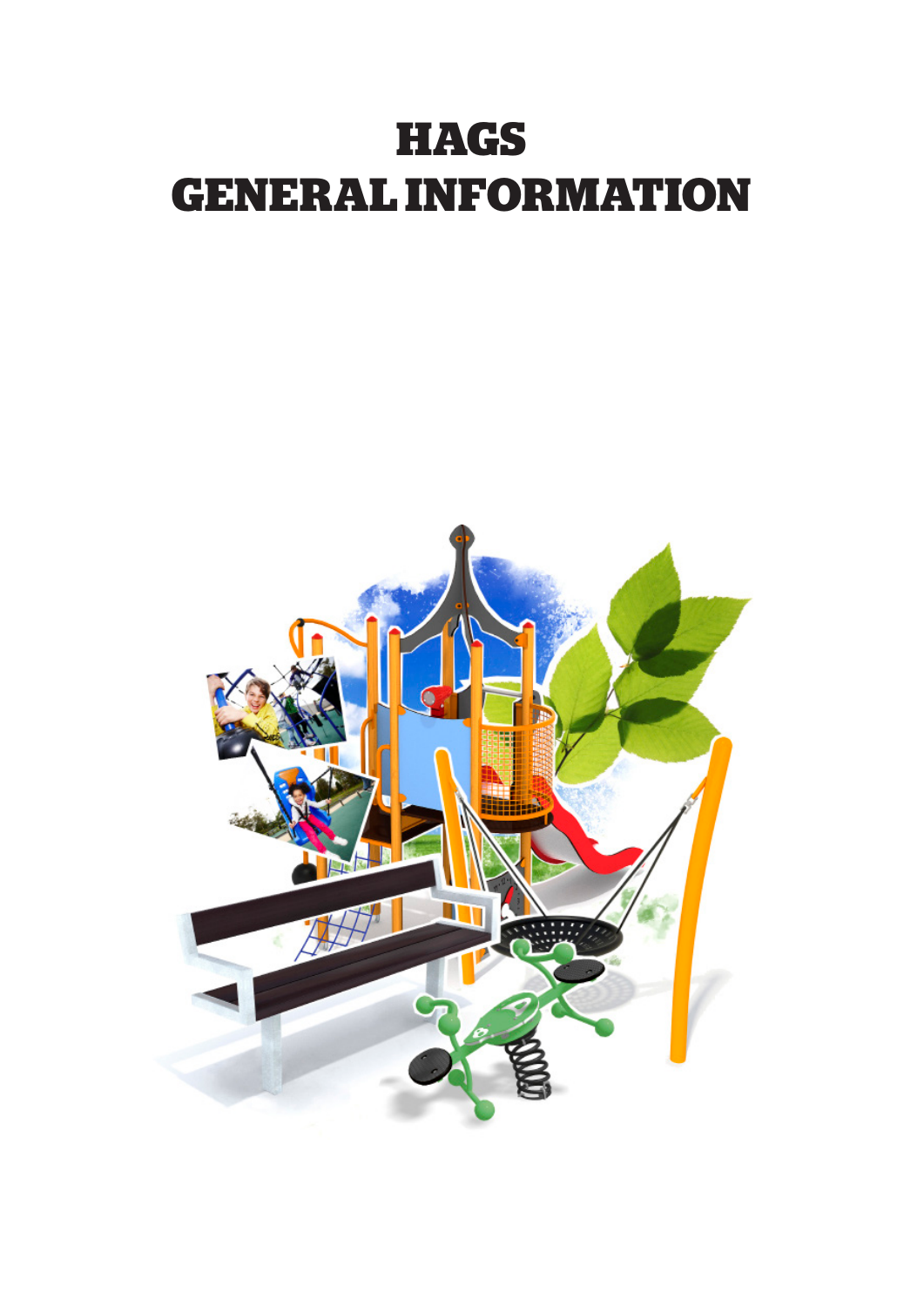# HAGS
# GENERAL INFORMATION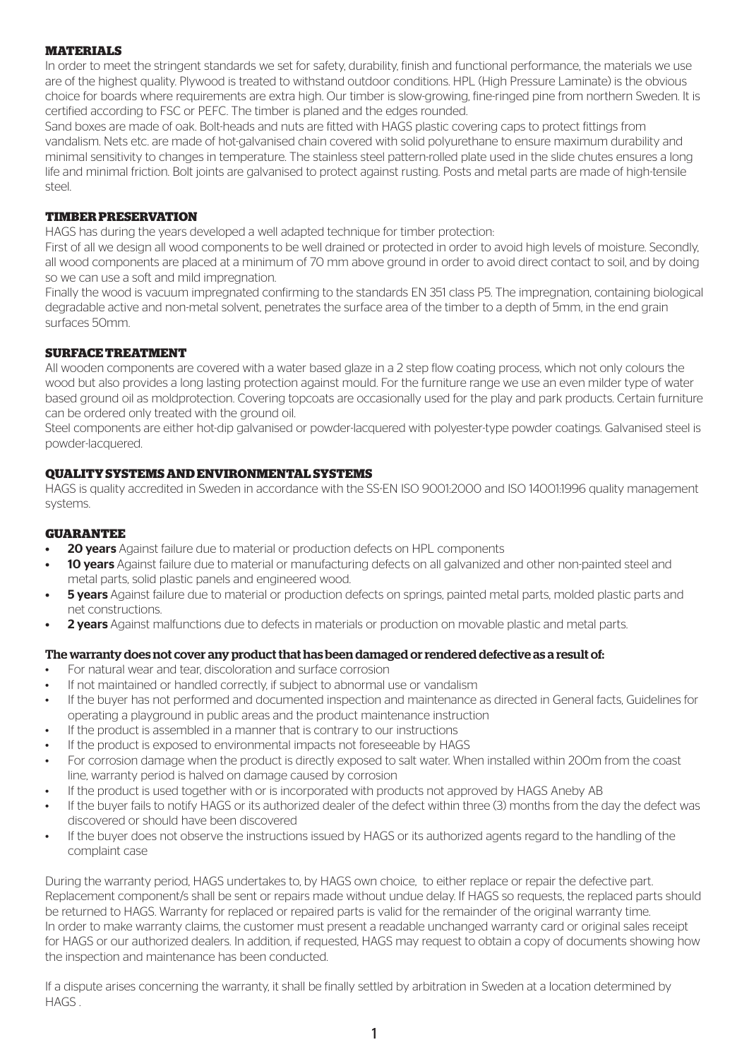## MATERIALS

In order to meet the stringent standards we set for safety, durability, finish and functional performance, the materials we use are of the highest quality. Plywood is treated to withstand outdoor conditions. HPL (High Pressure Laminate) is the obvious choice for boards where requirements are extra high. Our timber is slow-growing, fine-ringed pine from northern Sweden. It is certified according to FSC or PEFC. The timber is planed and the edges rounded.

Sand boxes are made of oak. Bolt-heads and nuts are fitted with HAGS plastic covering caps to protect fittings from vandalism. Nets etc. are made of hot-galvanised chain covered with solid polyurethane to ensure maximum durability and minimal sensitivity to changes in temperature. The stainless steel pattern-rolled plate used in the slide chutes ensures a long life and minimal friction. Bolt joints are galvanised to protect against rusting. Posts and metal parts are made of high-tensile steel.

## TIMBER PRESERVATION

HAGS has during the years developed a well adapted technique for timber protection:

First of all we design all wood components to be well drained or protected in order to avoid high levels of moisture. Secondly, all wood components are placed at a minimum of 70 mm above ground in order to avoid direct contact to soil, and by doing so we can use a soft and mild impregnation.

Finally the wood is vacuum impregnated confirming to the standards EN 351 class P5. The impregnation, containing biological degradable active and non-metal solvent, penetrates the surface area of the timber to a depth of 5mm, in the end grain surfaces 50mm.

## SURFACE TREATMENT

All wooden components are covered with a water based glaze in a 2 step flow coating process, which not only colours the wood but also provides a long lasting protection against mould. For the furniture range we use an even milder type of water based ground oil as moldprotection. Covering topcoats are occasionally used for the play and park products. Certain furniture can be ordered only treated with the ground oil.

Steel components are either hot-dip galvanised or powder-lacquered with polyester-type powder coatings. Galvanised steel is powder-lacquered.

## QUALITY SYSTEMS AND ENVIRONMENTAL SYSTEMS

HAGS is quality accredited in Sweden in accordance with the SS-EN ISO 9001:2000 and ISO 14001:1996 quality management systems.

## GUARANTEE

- **20 years** Against failure due to material or production defects on HPL components
- **10 years** Against failure due to material or manufacturing defects on all galvanized and other non-painted steel and metal parts, solid plastic panels and engineered wood.
- **5 years** Against failure due to material or production defects on springs, painted metal parts, molded plastic parts and net constructions.
- **2 years** Against malfunctions due to defects in materials or production on movable plastic and metal parts.

**The warranty does not cover any product that has been damaged or rendered defective as a result of:**

- For natural wear and tear, discoloration and surface corrosion
- If not maintained or handled correctly, if subject to abnormal use or vandalism
- If the buyer has not performed and documented inspection and maintenance as directed in General facts, Guidelines for operating a playground in public areas and the product maintenance instruction
- If the product is assembled in a manner that is contrary to our instructions
- If the product is exposed to environmental impacts not foreseeable by HAGS
- For corrosion damage when the product is directly exposed to salt water. When installed within 200m from the coast line, warranty period is halved on damage caused by corrosion
- If the product is used together with or is incorporated with products not approved by HAGS Aneby AB
- If the buyer fails to notify HAGS or its authorized dealer of the defect within three (3) months from the day the defect was discovered or should have been discovered
- If the buyer does not observe the instructions issued by HAGS or its authorized agents regard to the handling of the complaint case

During the warranty period, HAGS undertakes to, by HAGS own choice, to either replace or repair the defective part. Replacement component/s shall be sent or repairs made without undue delay. If HAGS so requests, the replaced parts should be returned to HAGS. Warranty for replaced or repaired parts is valid for the remainder of the original warranty time.
In order to make warranty claims, the customer must present a readable unchanged warranty card or original sales receipt for HAGS or our authorized dealers. In addition, if requested, HAGS may request to obtain a copy of documents showing how the inspection and maintenance has been conducted.

If a dispute arises concerning the warranty, it shall be finally settled by arbitration in Sweden at a location determined by HAGS .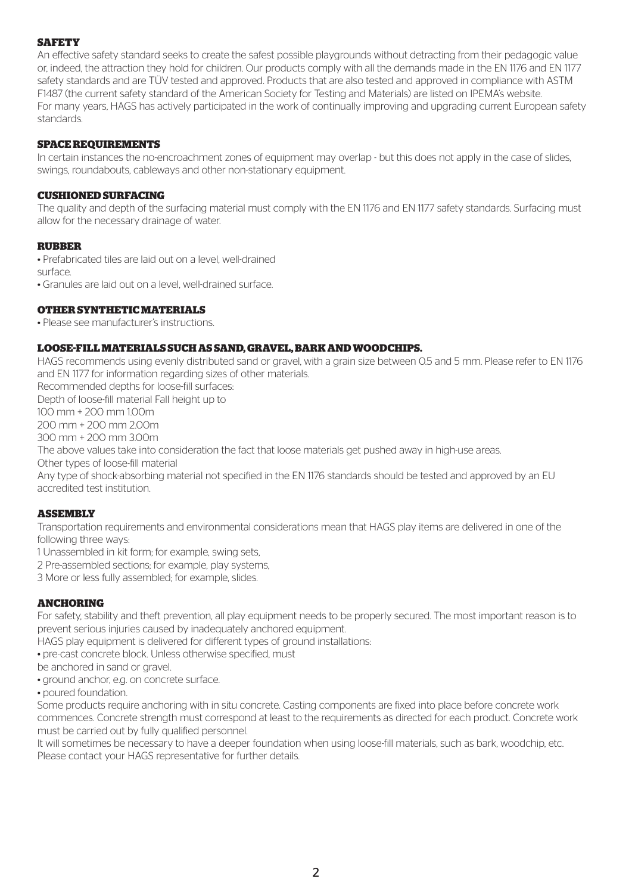## SAFETY

An effective safety standard seeks to create the safest possible playgrounds without detracting from their pedagogic value or, indeed, the attraction they hold for children. Our products comply with all the demands made in the EN 1176 and EN 1177 safety standards and are TÜV tested and approved. Products that are also tested and approved in compliance with ASTM F1487 (the current safety standard of the American Society for Testing and Materials) are listed on IPEMA's website.
For many years, HAGS has actively participated in the work of continually improving and upgrading current European safety standards.

## SPACE REQUIREMENTS

In certain instances the no-encroachment zones of equipment may overlap - but this does not apply in the case of slides, swings, roundabouts, cableways and other non-stationary equipment.

## CUSHIONED SURFACING

The quality and depth of the surfacing material must comply with the EN 1176 and EN 1177 safety standards. Surfacing must allow for the necessary drainage of water.

## RUBBER

- Prefabricated tiles are laid out on a level, well-drained surface.
- Granules are laid out on a level, well-drained surface.

## OTHER SYNTHETIC MATERIALS

- Please see manufacturer's instructions.

## LOOSE-FILL MATERIALS SUCH AS SAND, GRAVEL, BARK AND WOODCHIPS.

HAGS recommends using evenly distributed sand or gravel, with a grain size between 0.5 and 5 mm. Please refer to EN 1176 and EN 1177 for information regarding sizes of other materials.
Recommended depths for loose-fill surfaces:

| Depth of loose-fill material | Fall height up to |
|---|---|
| 100 mm + 200 mm | 1.00m |
| 200 mm + 200 mm | 2.00m |
| 300 mm + 200 mm | 3.00m |

The above values take into consideration the fact that loose materials get pushed away in high-use areas.
Other types of loose-fill material
Any type of shock-absorbing material not specified in the EN 1176 standards should be tested and approved by an EU accredited test institution.

## ASSEMBLY

Transportation requirements and environmental considerations mean that HAGS play items are delivered in one of the following three ways:

1 Unassembled in kit form; for example, swing sets,
2 Pre-assembled sections; for example, play systems,
3 More or less fully assembled; for example, slides.

## ANCHORING

For safety, stability and theft prevention, all play equipment needs to be properly secured. The most important reason is to prevent serious injuries caused by inadequately anchored equipment.
HAGS play equipment is delivered for different types of ground installations:

- pre-cast concrete block. Unless otherwise specified, must be anchored in sand or gravel.
- ground anchor, e.g. on concrete surface.
- poured foundation.

Some products require anchoring with in situ concrete. Casting components are fixed into place before concrete work commences. Concrete strength must correspond at least to the requirements as directed for each product. Concrete work must be carried out by fully qualified personnel.
It will sometimes be necessary to have a deeper foundation when using loose-fill materials, such as bark, woodchip, etc. Please contact your HAGS representative for further details.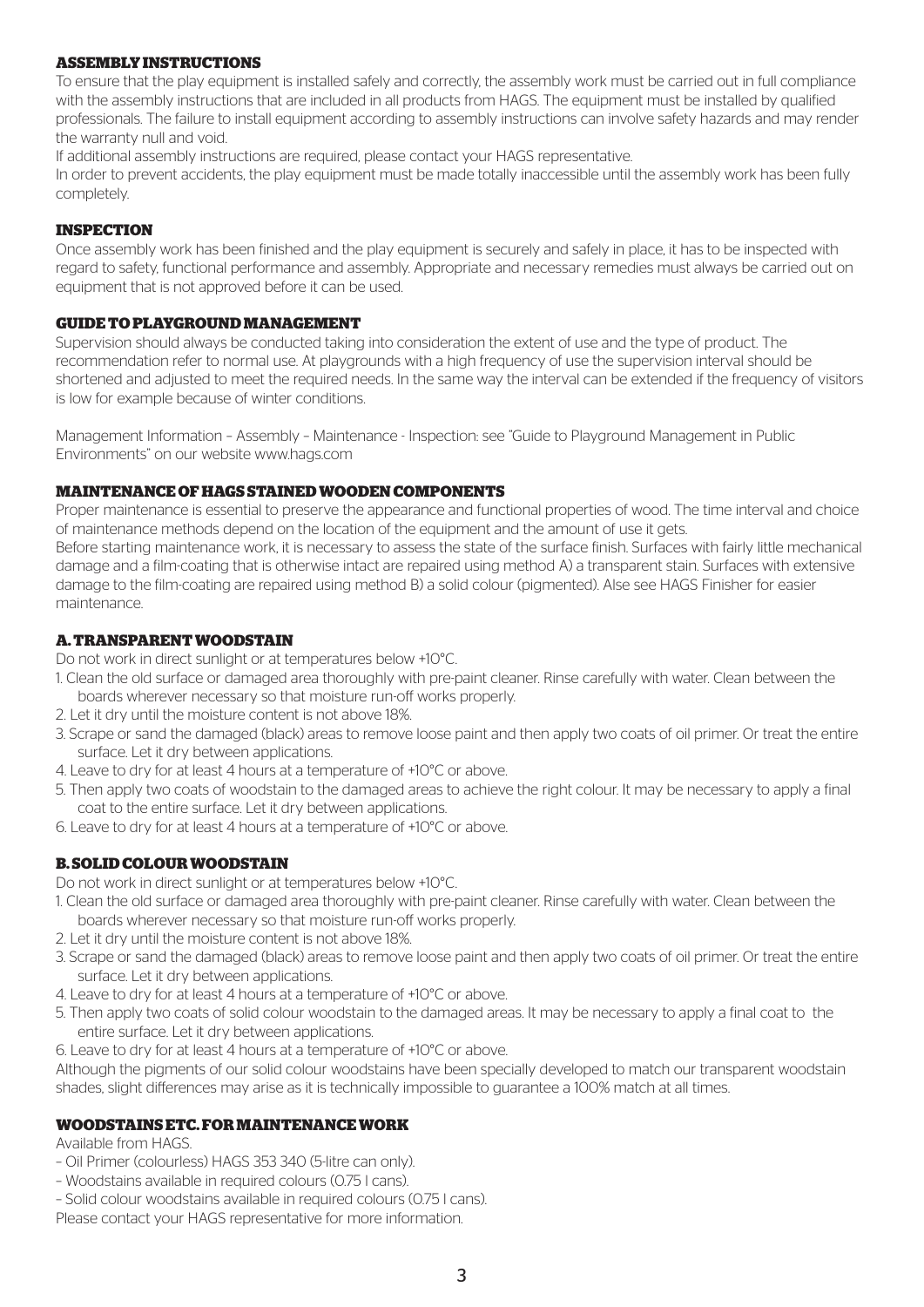## ASSEMBLY INSTRUCTIONS

To ensure that the play equipment is installed safely and correctly, the assembly work must be carried out in full compliance with the assembly instructions that are included in all products from HAGS. The equipment must be installed by qualified professionals. The failure to install equipment according to assembly instructions can involve safety hazards and may render the warranty null and void.

If additional assembly instructions are required, please contact your HAGS representative.

In order to prevent accidents, the play equipment must be made totally inaccessible until the assembly work has been fully completely.

## INSPECTION

Once assembly work has been finished and the play equipment is securely and safely in place, it has to be inspected with regard to safety, functional performance and assembly. Appropriate and necessary remedies must always be carried out on equipment that is not approved before it can be used.

## GUIDE TO PLAYGROUND MANAGEMENT

Supervision should always be conducted taking into consideration the extent of use and the type of product. The recommendation refer to normal use. At playgrounds with a high frequency of use the supervision interval should be shortened and adjusted to meet the required needs. In the same way the interval can be extended if the frequency of visitors is low for example because of winter conditions.

Management Information – Assembly – Maintenance - Inspection: see "Guide to Playground Management in Public Environments" on our website www.hags.com

## MAINTENANCE OF HAGS STAINED WOODEN COMPONENTS

Proper maintenance is essential to preserve the appearance and functional properties of wood. The time interval and choice of maintenance methods depend on the location of the equipment and the amount of use it gets.

Before starting maintenance work, it is necessary to assess the state of the surface finish. Surfaces with fairly little mechanical damage and a film-coating that is otherwise intact are repaired using method A) a transparent stain. Surfaces with extensive damage to the film-coating are repaired using method B) a solid colour (pigmented). Alse see HAGS Finisher for easier maintenance.

## A. TRANSPARENT WOODSTAIN

Do not work in direct sunlight or at temperatures below +10°C.

1. Clean the old surface or damaged area thoroughly with pre-paint cleaner. Rinse carefully with water. Clean between the boards wherever necessary so that moisture run-off works properly.
2. Let it dry until the moisture content is not above 18%.
3. Scrape or sand the damaged (black) areas to remove loose paint and then apply two coats of oil primer. Or treat the entire surface. Let it dry between applications.
4. Leave to dry for at least 4 hours at a temperature of +10°C or above.
5. Then apply two coats of woodstain to the damaged areas to achieve the right colour. It may be necessary to apply a final coat to the entire surface. Let it dry between applications.
6. Leave to dry for at least 4 hours at a temperature of +10°C or above.

## B. SOLID COLOUR WOODSTAIN

Do not work in direct sunlight or at temperatures below +10°C.

1. Clean the old surface or damaged area thoroughly with pre-paint cleaner. Rinse carefully with water. Clean between the boards wherever necessary so that moisture run-off works properly.
2. Let it dry until the moisture content is not above 18%.
3. Scrape or sand the damaged (black) areas to remove loose paint and then apply two coats of oil primer. Or treat the entire surface. Let it dry between applications.
4. Leave to dry for at least 4 hours at a temperature of +10°C or above.
5. Then apply two coats of solid colour woodstain to the damaged areas. It may be necessary to apply a final coat to the entire surface. Let it dry between applications.
6. Leave to dry for at least 4 hours at a temperature of +10°C or above.

Although the pigments of our solid colour woodstains have been specially developed to match our transparent woodstain shades, slight differences may arise as it is technically impossible to guarantee a 100% match at all times.

## WOODSTAINS ETC. FOR MAINTENANCE WORK

Available from HAGS.

- Oil Primer (colourless) HAGS 353 340 (5-litre can only).
- Woodstains available in required colours (0.75 l cans).
- Solid colour woodstains available in required colours (0.75 l cans).

Please contact your HAGS representative for more information.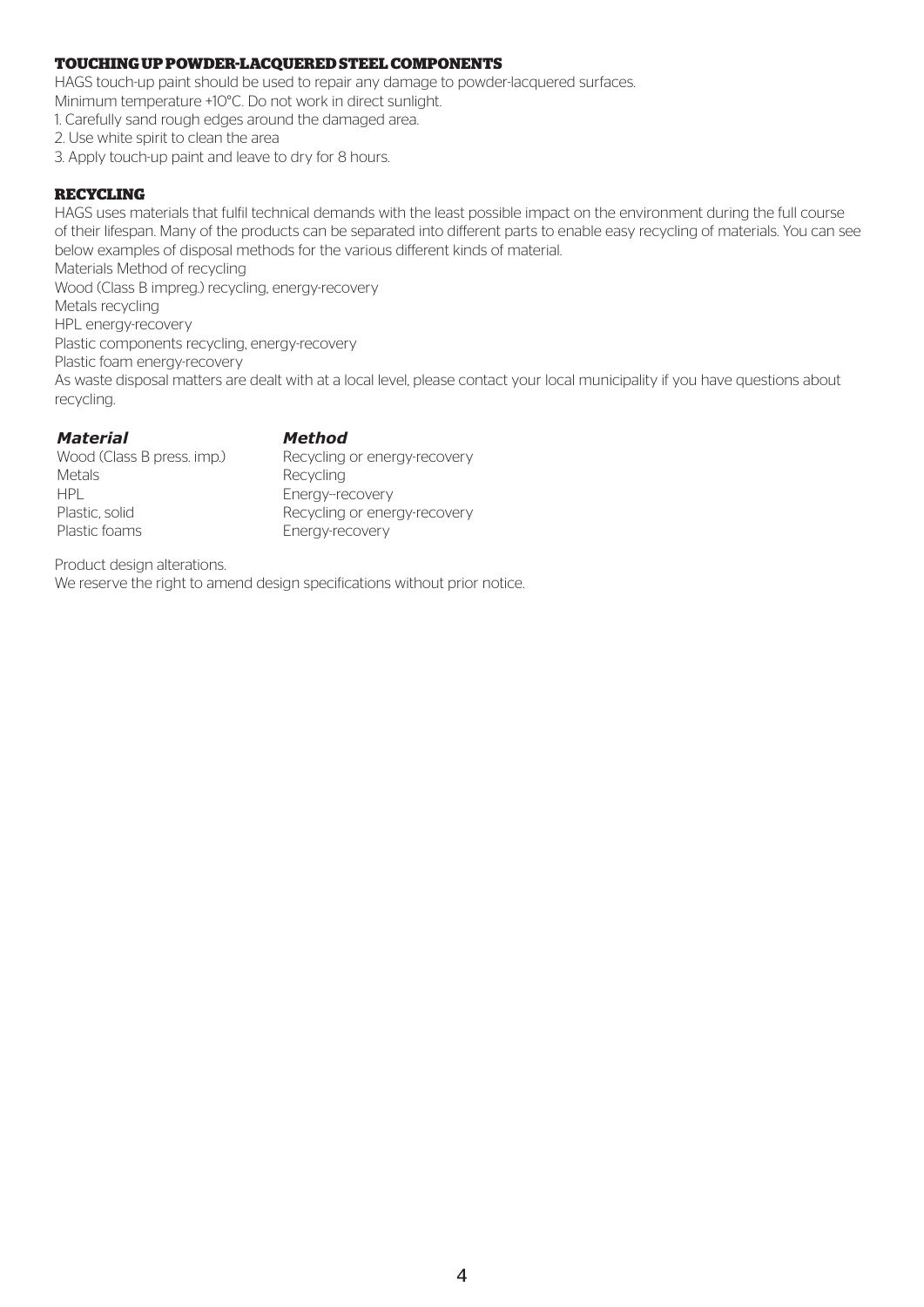### TOUCHING UP POWDER-LACQUERED STEEL COMPONENTS

HAGS touch-up paint should be used to repair any damage to powder-lacquered surfaces.
Minimum temperature +10°C. Do not work in direct sunlight.

1. Carefully sand rough edges around the damaged area.
2. Use white spirit to clean the area
3. Apply touch-up paint and leave to dry for 8 hours.

### RECYCLING

HAGS uses materials that fulfil technical demands with the least possible impact on the environment during the full course of their lifespan. Many of the products can be separated into different parts to enable easy recycling of materials. You can see below examples of disposal methods for the various different kinds of material.

Materials Method of recycling
Wood (Class B impreg.) recycling, energy-recovery
Metals recycling
HPL energy-recovery
Plastic components recycling, energy-recovery
Plastic foam energy-recovery

As waste disposal matters are dealt with at a local level, please contact your local municipality if you have questions about recycling.

| ***Material*** | ***Method*** |
|---|---|
| Wood (Class B press. imp.) | Recycling or energy-recovery |
| Metals | Recycling |
| HPL | Energy–recovery |
| Plastic, solid | Recycling or energy-recovery |
| Plastic foams | Energy-recovery |

Product design alterations.
We reserve the right to amend design specifications without prior notice.